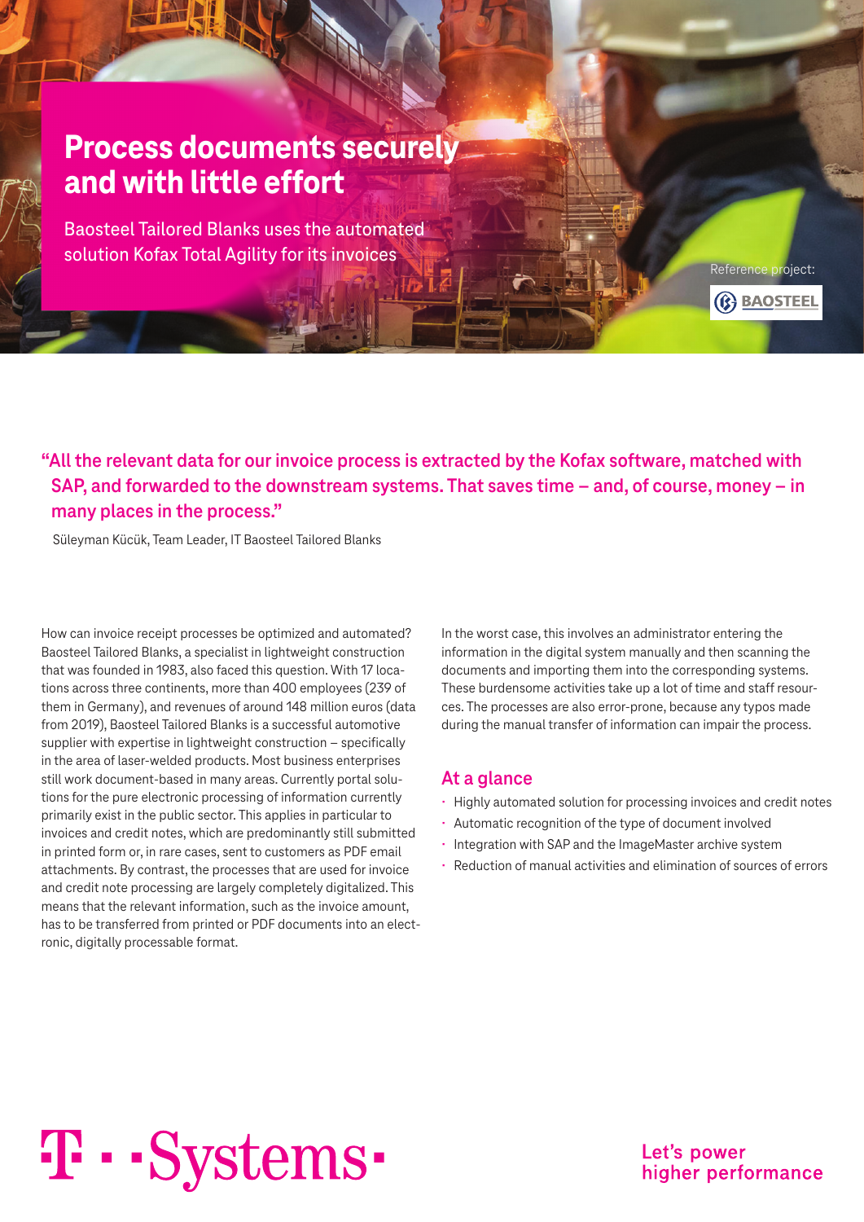# Process documents securely and with little effort

Baosteel Tailored Blanks uses the automated solution Kofax Total Agility for its invoices

Reference project: BAOSTEEL

**"All the relevant data for our invoice process is extracted by the Kofax software, matched with SAP, and forwarded to the downstream systems. That saves time – and, of course, money – in many places in the process."**

Süleyman Kücük, Team Leader, IT Baosteel Tailored Blanks

How can invoice receipt processes be optimized and automated? Baosteel Tailored Blanks, a specialist in lightweight construction that was founded in 1983, also faced this question. With 17 locations across three continents, more than 400 employees (239 of them in Germany), and revenues of around 148 million euros (data from 2019), Baosteel Tailored Blanks is a successful automotive supplier with expertise in lightweight construction – specifically in the area of laser-welded products. Most business enterprises still work document-based in many areas. Currently portal solutions for the pure electronic processing of information currently primarily exist in the public sector. This applies in particular to invoices and credit notes, which are predominantly still submitted in printed form or, in rare cases, sent to customers as PDF email attachments. By contrast, the processes that are used for invoice and credit note processing are largely completely digitalized. This means that the relevant information, such as the invoice amount, has to be transferred from printed or PDF documents into an electronic, digitally processable format.

In the worst case, this involves an administrator entering the information in the digital system manually and then scanning the documents and importing them into the corresponding systems. These burdensome activities take up a lot of time and staff resources. The processes are also error-prone, because any typos made during the manual transfer of information can impair the process.

## At a glance

- Highly automated solution for processing invoices and credit notes
- Automatic recognition of the type of document involved
- Integration with SAP and the ImageMaster archive system
- Reduction of manual activities and elimination of sources of errors

T · · Systems ·

Let's power higher performance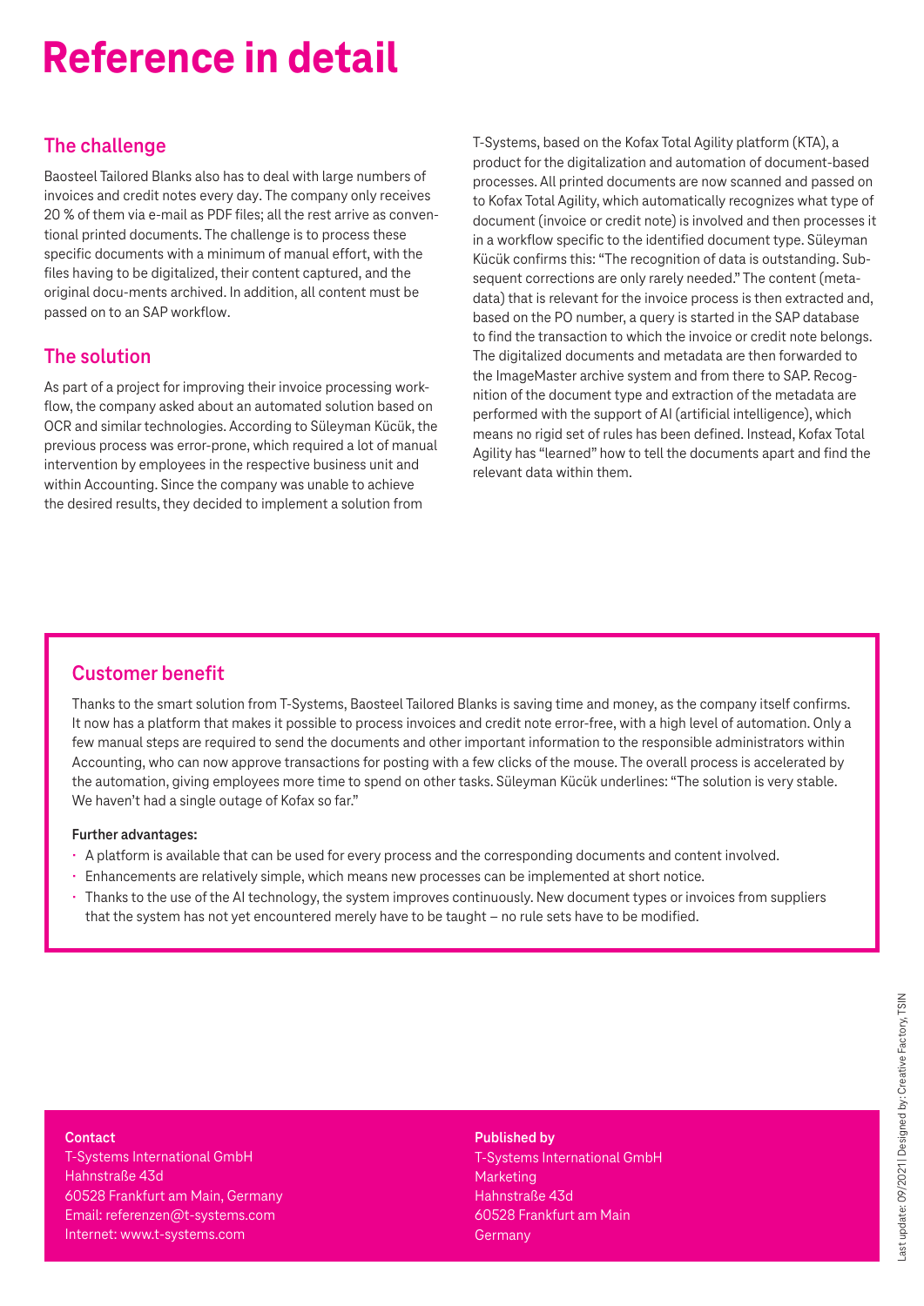# Reference in detail

## The challenge

Baosteel Tailored Blanks also has to deal with large numbers of invoices and credit notes every day. The company only receives 20 % of them via e-mail as PDF files; all the rest arrive as conventional printed documents. The challenge is to process these specific documents with a minimum of manual effort, with the files having to be digitalized, their content captured, and the original docu-ments archived. In addition, all content must be passed on to an SAP workflow.

## The solution

As part of a project for improving their invoice processing workflow, the company asked about an automated solution based on OCR and similar technologies. According to Süleyman Kücük, the previous process was error-prone, which required a lot of manual intervention by employees in the respective business unit and within Accounting. Since the company was unable to achieve the desired results, they decided to implement a solution from T-Systems, based on the Kofax Total Agility platform (KTA), a product for the digitalization and automation of document-based processes. All printed documents are now scanned and passed on to Kofax Total Agility, which automatically recognizes what type of document (invoice or credit note) is involved and then processes it in a workflow specific to the identified document type. Süleyman Kücük confirms this: "The recognition of data is outstanding. Subsequent corrections are only rarely needed." The content (metadata) that is relevant for the invoice process is then extracted and, based on the PO number, a query is started in the SAP database to find the transaction to which the invoice or credit note belongs. The digitalized documents and metadata are then forwarded to the ImageMaster archive system and from there to SAP. Recognition of the document type and extraction of the metadata are performed with the support of AI (artificial intelligence), which means no rigid set of rules has been defined. Instead, Kofax Total Agility has "learned" how to tell the documents apart and find the relevant data within them.

## Customer benefit

Thanks to the smart solution from T-Systems, Baosteel Tailored Blanks is saving time and money, as the company itself confirms. It now has a platform that makes it possible to process invoices and credit note error-free, with a high level of automation. Only a few manual steps are required to send the documents and other important information to the responsible administrators within Accounting, who can now approve transactions for posting with a few clicks of the mouse. The overall process is accelerated by the automation, giving employees more time to spend on other tasks. Süleyman Kücük underlines: "The solution is very stable. We haven't had a single outage of Kofax so far."

**Further advantages:**

- A platform is available that can be used for every process and the corresponding documents and content involved.
- Enhancements are relatively simple, which means new processes can be implemented at short notice.
- Thanks to the use of the AI technology, the system improves continuously. New document types or invoices from suppliers that the system has not yet encountered merely have to be taught – no rule sets have to be modified.

**Contact**
T-Systems International GmbH
Hahnstraße 43d
60528 Frankfurt am Main, Germany
Email: referenzen@t-systems.com
Internet: www.t-systems.com

**Published by**
T-Systems International GmbH
Marketing
Hahnstraße 43d
60528 Frankfurt am Main
Germany

Last update: 09/2021 | Designed by: Creative Factory, TSIN